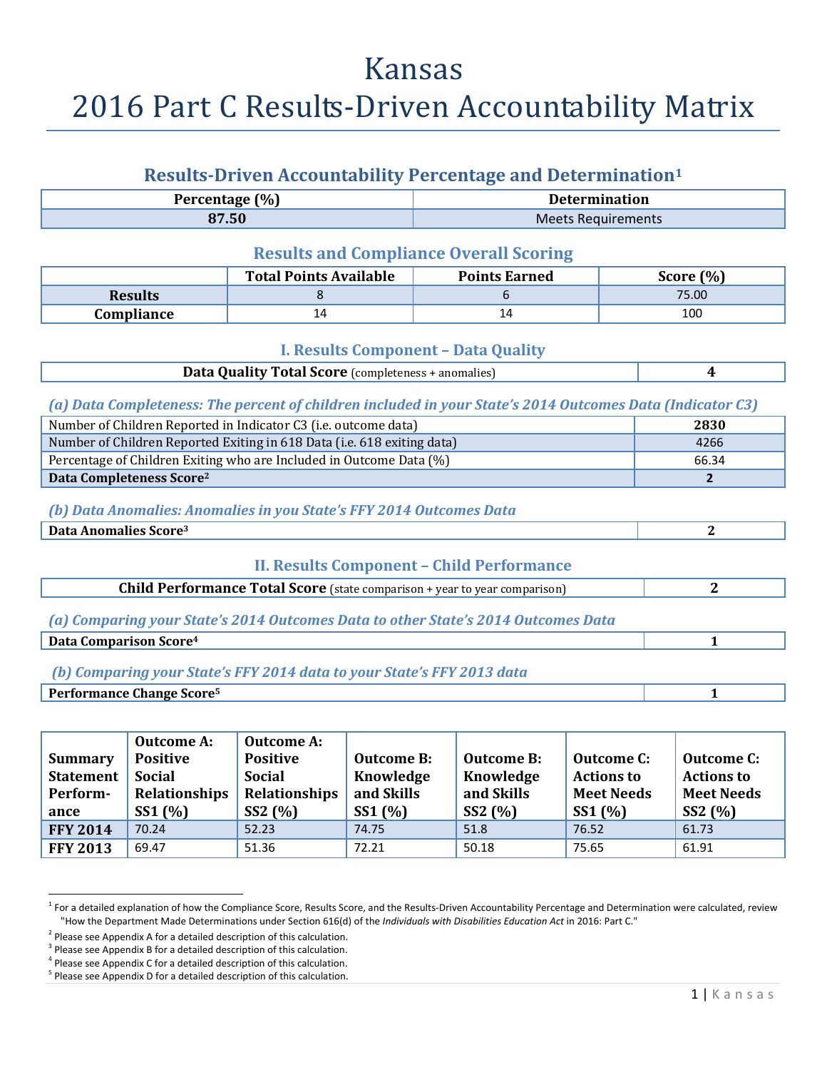# Kansas
# 2016 Part C Results-Driven Accountability Matrix

## Results-Driven Accountability Percentage and Determination[1]

| Percentage (%) | Determination |
|---|---|
| 87.50 | Meets Requirements |

## Results and Compliance Overall Scoring

| | Total Points Available | Points Earned | Score (%) |
|---|---|---|---|
| Results | 8 | 6 | 75.00 |
| Compliance | 14 | 14 | 100 |

## I. Results Component – Data Quality

| Data Quality Total Score (completeness + anomalies) | 4 |
|---|---|

### *(a) Data Completeness: The percent of children included in your State's 2014 Outcomes Data (Indicator C3)*

| | |
|---|---|
| Number of Children Reported in Indicator C3 (i.e. outcome data) | **2830** |
| Number of Children Reported Exiting in 618 Data (i.e. 618 exiting data) | 4266 |
| Percentage of Children Exiting who are Included in Outcome Data (%) | 66.34 |
| **Data Completeness Score[2]** | **2** |

### *(b) Data Anomalies: Anomalies in you State's FFY 2014 Outcomes Data*

| **Data Anomalies Score[3]** | **2** |
|---|---|

## II. Results Component – Child Performance

| Child Performance Total Score (state comparison + year to year comparison) | 2 |
|---|---|

### *(a) Comparing your State's 2014 Outcomes Data to other State's 2014 Outcomes Data*

| **Data Comparison Score[4]** | **1** |
|---|---|

### *(b) Comparing your State's FFY 2014 data to your State's FFY 2013 data*

| **Performance Change Score[5]** | **1** |
|---|---|

| Summary Statement Performance | Outcome A: Positive Social Relationships SS1 (%) | Outcome A: Positive Social Relationships SS2 (%) | Outcome B: Knowledge and Skills SS1 (%) | Outcome B: Knowledge and Skills SS2 (%) | Outcome C: Actions to Meet Needs SS1 (%) | Outcome C: Actions to Meet Needs SS2 (%) |
|---|---|---|---|---|---|---|
| **FFY 2014** | 70.24 | 52.23 | 74.75 | 51.8 | 76.52 | 61.73 |
| **FFY 2013** | 69.47 | 51.36 | 72.21 | 50.18 | 75.65 | 61.91 |

---

[1] For a detailed explanation of how the Compliance Score, Results Score, and the Results-Driven Accountability Percentage and Determination were calculated, review "How the Department Made Determinations under Section 616(d) of the *Individuals with Disabilities Education Act* in 2016: Part C."

[2] Please see Appendix A for a detailed description of this calculation.

[3] Please see Appendix B for a detailed description of this calculation.

[4] Please see Appendix C for a detailed description of this calculation.

[5] Please see Appendix D for a detailed description of this calculation.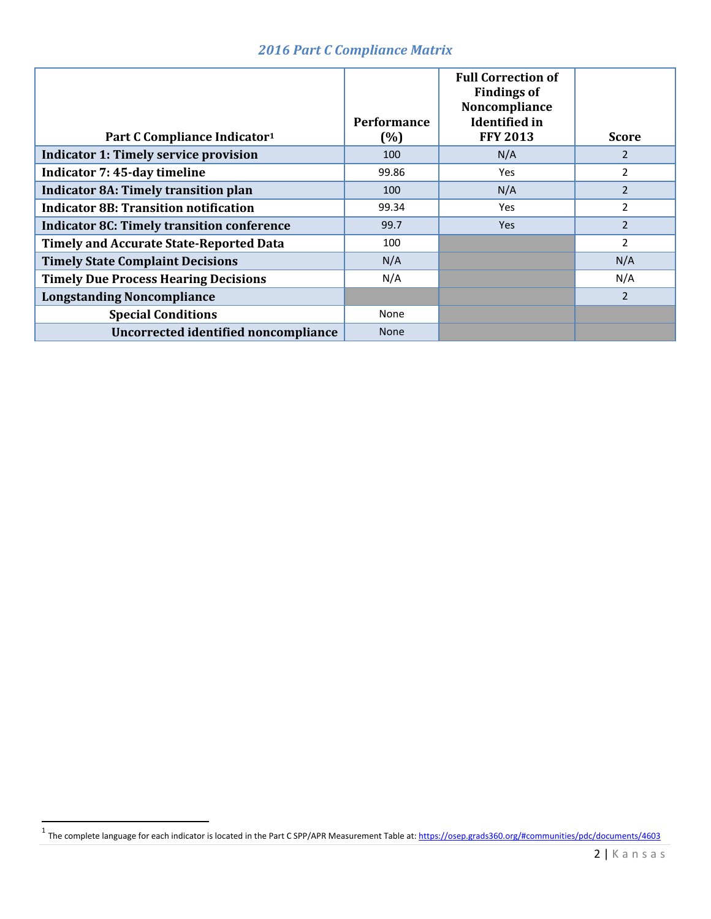## *2016 Part C Compliance Matrix*

| Part C Compliance Indicator[1] | Performance (%) | Full Correction of Findings of Noncompliance Identified in FFY 2013 | Score |
|---|---|---|---|
| **Indicator 1: Timely service provision** | 100 | N/A | 2 |
| **Indicator 7: 45-day timeline** | 99.86 | Yes | 2 |
| **Indicator 8A: Timely transition plan** | 100 | N/A | 2 |
| **Indicator 8B: Transition notification** | 99.34 | Yes | 2 |
| **Indicator 8C: Timely transition conference** | 99.7 | Yes | 2 |
| **Timely and Accurate State-Reported Data** | 100 | | 2 |
| **Timely State Complaint Decisions** | N/A | | N/A |
| **Timely Due Process Hearing Decisions** | N/A | | N/A |
| **Longstanding Noncompliance** | | | 2 |
| **Special Conditions** | None | | |
| **Uncorrected identified noncompliance** | None | | |

[1] The complete language for each indicator is located in the Part C SPP/APR Measurement Table at: https://osep.grads360.org/#communities/pdc/documents/4603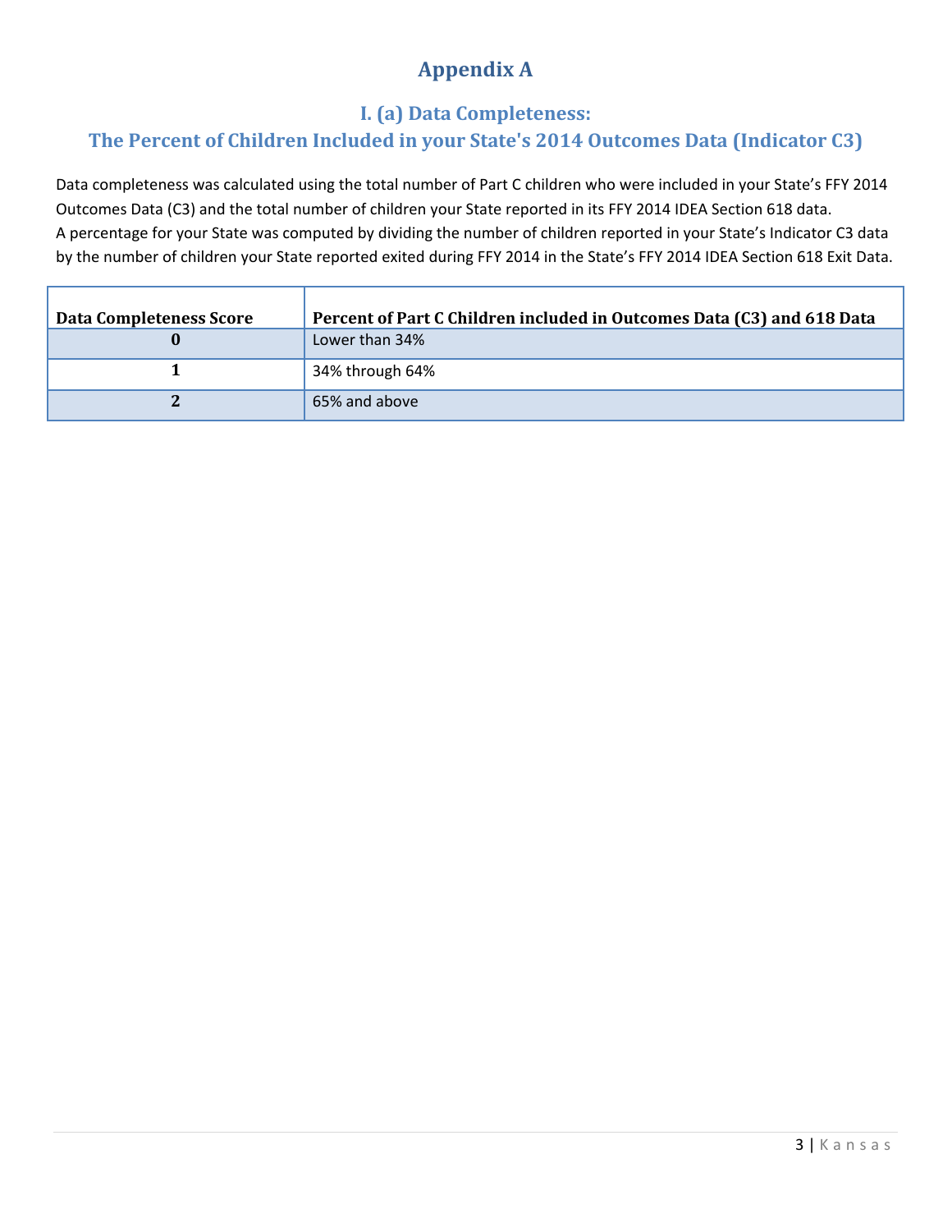# Appendix A

## I. (a) Data Completeness:

## The Percent of Children Included in your State's 2014 Outcomes Data (Indicator C3)

Data completeness was calculated using the total number of Part C children who were included in your State's FFY 2014 Outcomes Data (C3) and the total number of children your State reported in its FFY 2014 IDEA Section 618 data. A percentage for your State was computed by dividing the number of children reported in your State's Indicator C3 data by the number of children your State reported exited during FFY 2014 in the State's FFY 2014 IDEA Section 618 Exit Data.

| Data Completeness Score | Percent of Part C Children included in Outcomes Data (C3) and 618 Data |
|---|---|
| 0 | Lower than 34% |
| 1 | 34% through 64% |
| 2 | 65% and above |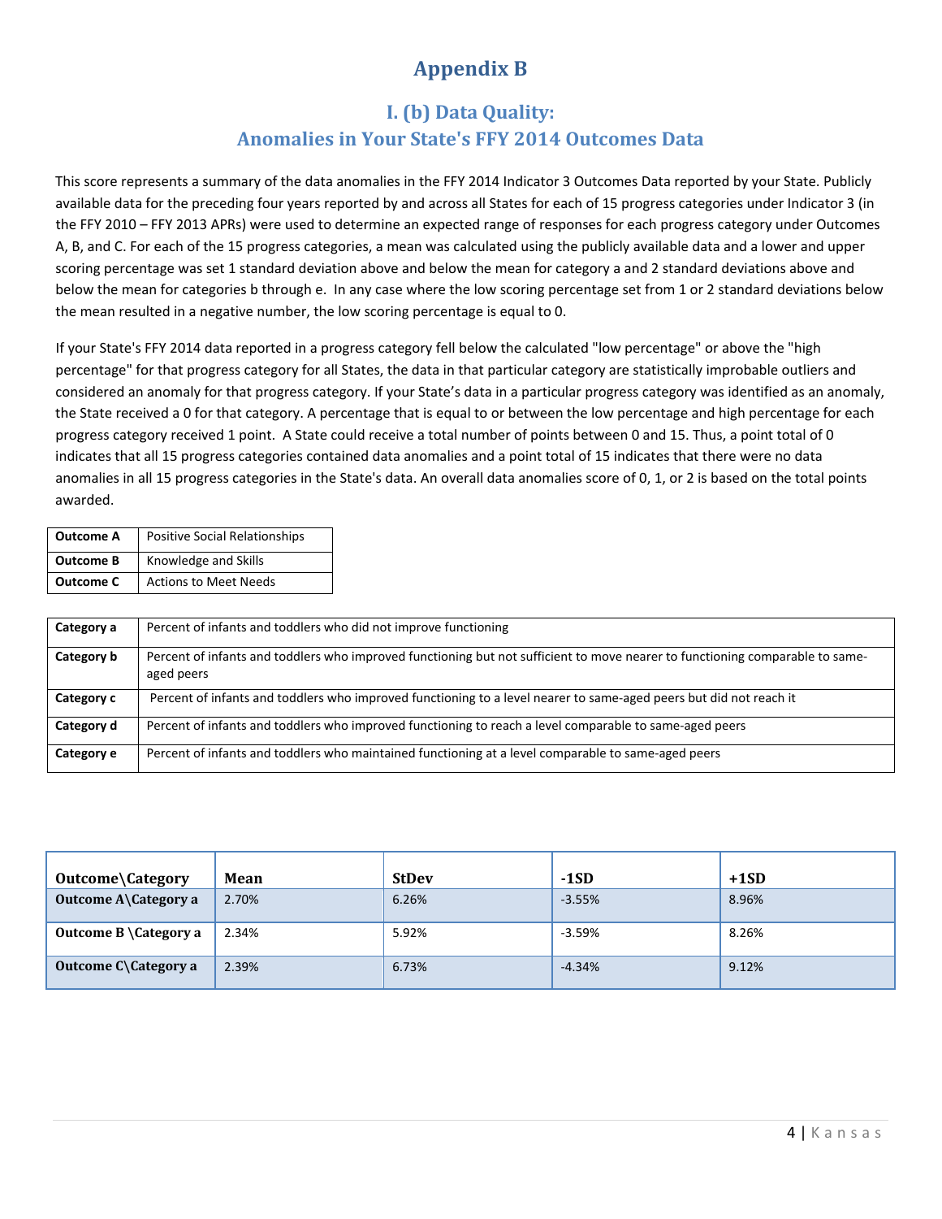# Appendix B

## I. (b) Data Quality:
## Anomalies in Your State's FFY 2014 Outcomes Data

This score represents a summary of the data anomalies in the FFY 2014 Indicator 3 Outcomes Data reported by your State. Publicly available data for the preceding four years reported by and across all States for each of 15 progress categories under Indicator 3 (in the FFY 2010 – FFY 2013 APRs) were used to determine an expected range of responses for each progress category under Outcomes A, B, and C. For each of the 15 progress categories, a mean was calculated using the publicly available data and a lower and upper scoring percentage was set 1 standard deviation above and below the mean for category a and 2 standard deviations above and below the mean for categories b through e. In any case where the low scoring percentage set from 1 or 2 standard deviations below the mean resulted in a negative number, the low scoring percentage is equal to 0.

If your State's FFY 2014 data reported in a progress category fell below the calculated "low percentage" or above the "high percentage" for that progress category for all States, the data in that particular category are statistically improbable outliers and considered an anomaly for that progress category. If your State's data in a particular progress category was identified as an anomaly, the State received a 0 for that category. A percentage that is equal to or between the low percentage and high percentage for each progress category received 1 point. A State could receive a total number of points between 0 and 15. Thus, a point total of 0 indicates that all 15 progress categories contained data anomalies and a point total of 15 indicates that there were no data anomalies in all 15 progress categories in the State's data. An overall data anomalies score of 0, 1, or 2 is based on the total points awarded.

| | |
|---|---|
| **Outcome A** | Positive Social Relationships |
| **Outcome B** | Knowledge and Skills |
| **Outcome C** | Actions to Meet Needs |

| | |
|---|---|
| **Category a** | Percent of infants and toddlers who did not improve functioning |
| **Category b** | Percent of infants and toddlers who improved functioning but not sufficient to move nearer to functioning comparable to same-aged peers |
| **Category c** | Percent of infants and toddlers who improved functioning to a level nearer to same-aged peers but did not reach it |
| **Category d** | Percent of infants and toddlers who improved functioning to reach a level comparable to same-aged peers |
| **Category e** | Percent of infants and toddlers who maintained functioning at a level comparable to same-aged peers |

| Outcome\Category | Mean | StDev | -1SD | +1SD |
|---|---|---|---|---|
| **Outcome A\Category a** | 2.70% | 6.26% | -3.55% | 8.96% |
| **Outcome B \Category a** | 2.34% | 5.92% | -3.59% | 8.26% |
| **Outcome C\Category a** | 2.39% | 6.73% | -4.34% | 9.12% |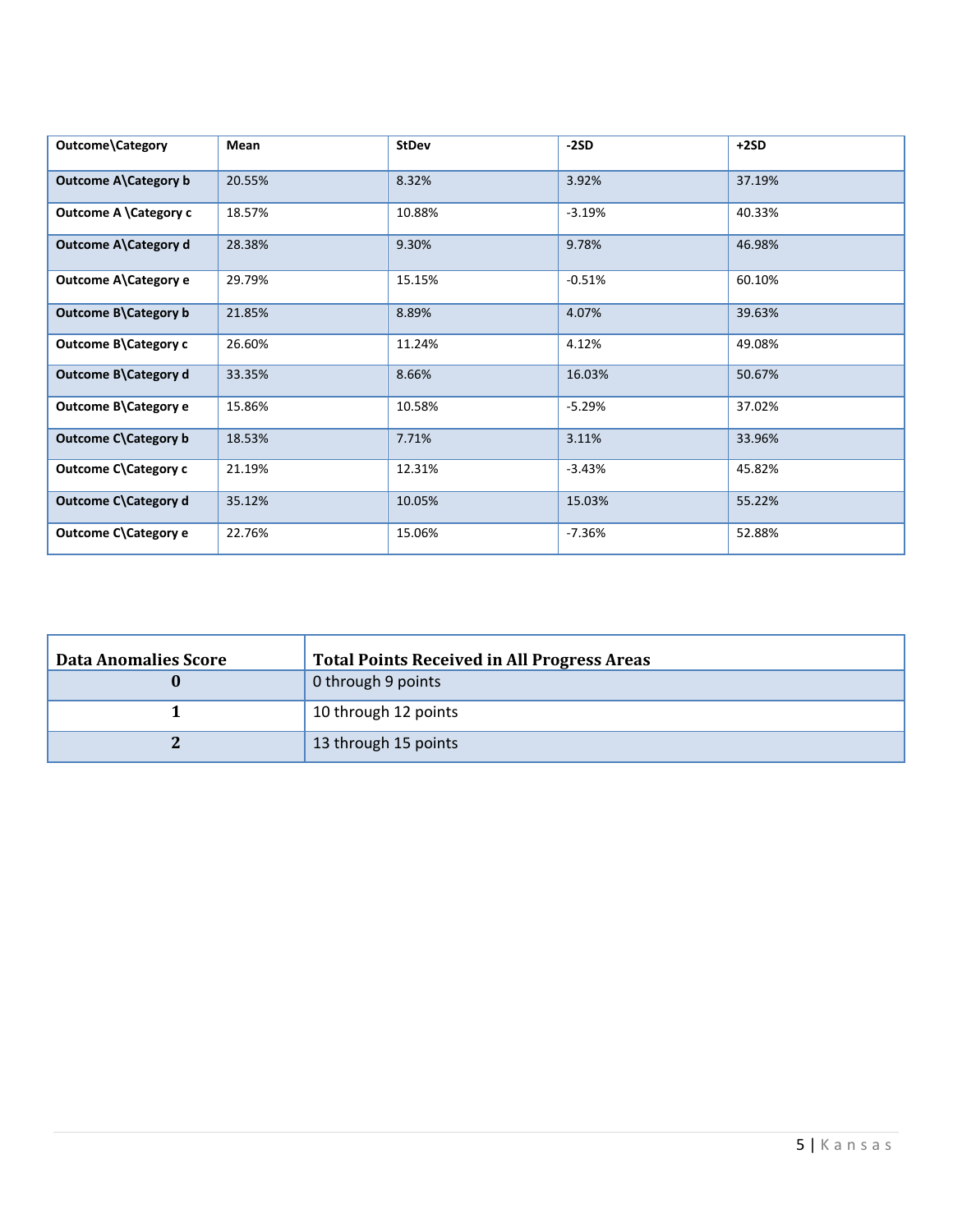| Outcome\Category | Mean | StDev | -2SD | +2SD |
| --- | --- | --- | --- | --- |
| Outcome A\Category b | 20.55% | 8.32% | 3.92% | 37.19% |
| Outcome A \Category c | 18.57% | 10.88% | -3.19% | 40.33% |
| Outcome A\Category d | 28.38% | 9.30% | 9.78% | 46.98% |
| Outcome A\Category e | 29.79% | 15.15% | -0.51% | 60.10% |
| Outcome B\Category b | 21.85% | 8.89% | 4.07% | 39.63% |
| Outcome B\Category c | 26.60% | 11.24% | 4.12% | 49.08% |
| Outcome B\Category d | 33.35% | 8.66% | 16.03% | 50.67% |
| Outcome B\Category e | 15.86% | 10.58% | -5.29% | 37.02% |
| Outcome C\Category b | 18.53% | 7.71% | 3.11% | 33.96% |
| Outcome C\Category c | 21.19% | 12.31% | -3.43% | 45.82% |
| Outcome C\Category d | 35.12% | 10.05% | 15.03% | 55.22% |
| Outcome C\Category e | 22.76% | 15.06% | -7.36% | 52.88% |

| Data Anomalies Score | Total Points Received in All Progress Areas |
| --- | --- |
| 0 | 0 through 9 points |
| 1 | 10 through 12 points |
| 2 | 13 through 15 points |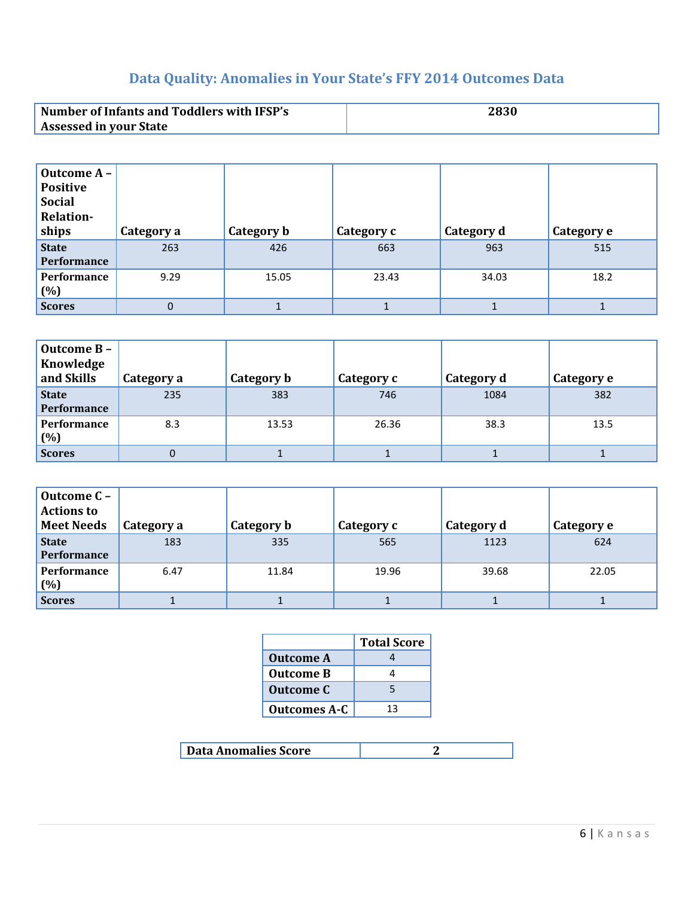## Data Quality: Anomalies in Your State's FFY 2014 Outcomes Data

| Number of Infants and Toddlers with IFSP's Assessed in your State | 2830 |
|---|---|

| Outcome A – Positive Social Relation-ships | Category a | Category b | Category c | Category d | Category e |
|---|---|---|---|---|---|
| State Performance | 263 | 426 | 663 | 963 | 515 |
| Performance (%) | 9.29 | 15.05 | 23.43 | 34.03 | 18.2 |
| Scores | 0 | 1 | 1 | 1 | 1 |

| Outcome B – Knowledge and Skills | Category a | Category b | Category c | Category d | Category e |
|---|---|---|---|---|---|
| State Performance | 235 | 383 | 746 | 1084 | 382 |
| Performance (%) | 8.3 | 13.53 | 26.36 | 38.3 | 13.5 |
| Scores | 0 | 1 | 1 | 1 | 1 |

| Outcome C – Actions to Meet Needs | Category a | Category b | Category c | Category d | Category e |
|---|---|---|---|---|---|
| State Performance | 183 | 335 | 565 | 1123 | 624 |
| Performance (%) | 6.47 | 11.84 | 19.96 | 39.68 | 22.05 |
| Scores | 1 | 1 | 1 | 1 | 1 |

| | Total Score |
|---|---|
| Outcome A | 4 |
| Outcome B | 4 |
| Outcome C | 5 |
| Outcomes A-C | 13 |

| Data Anomalies Score | 2 |
|---|---|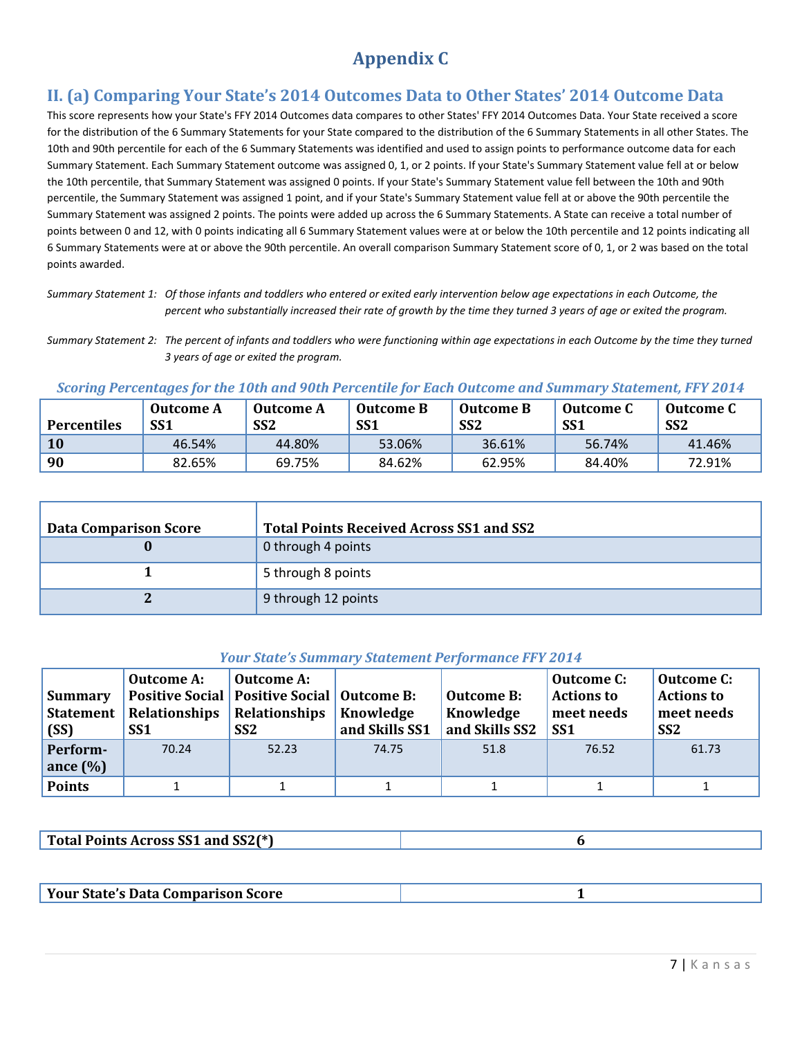# Appendix C

## II. (a) Comparing Your State's 2014 Outcomes Data to Other States' 2014 Outcome Data

This score represents how your State's FFY 2014 Outcomes data compares to other States' FFY 2014 Outcomes Data. Your State received a score for the distribution of the 6 Summary Statements for your State compared to the distribution of the 6 Summary Statements in all other States. The 10th and 90th percentile for each of the 6 Summary Statements was identified and used to assign points to performance outcome data for each Summary Statement. Each Summary Statement outcome was assigned 0, 1, or 2 points. If your State's Summary Statement value fell at or below the 10th percentile, that Summary Statement was assigned 0 points. If your State's Summary Statement value fell between the 10th and 90th percentile, the Summary Statement was assigned 1 point, and if your State's Summary Statement value fell at or above the 90th percentile the Summary Statement was assigned 2 points. The points were added up across the 6 Summary Statements. A State can receive a total number of points between 0 and 12, with 0 points indicating all 6 Summary Statement values were at or below the 10th percentile and 12 points indicating all 6 Summary Statements were at or above the 90th percentile. An overall comparison Summary Statement score of 0, 1, or 2 was based on the total points awarded.

*Summary Statement 1: Of those infants and toddlers who entered or exited early intervention below age expectations in each Outcome, the percent who substantially increased their rate of growth by the time they turned 3 years of age or exited the program.*

*Summary Statement 2: The percent of infants and toddlers who were functioning within age expectations in each Outcome by the time they turned 3 years of age or exited the program.*

***Scoring Percentages for the 10th and 90th Percentile for Each Outcome and Summary Statement, FFY 2014***

| Percentiles | Outcome A SS1 | Outcome A SS2 | Outcome B SS1 | Outcome B SS2 | Outcome C SS1 | Outcome C SS2 |
|---|---|---|---|---|---|---|
| 10 | 46.54% | 44.80% | 53.06% | 36.61% | 56.74% | 41.46% |
| 90 | 82.65% | 69.75% | 84.62% | 62.95% | 84.40% | 72.91% |

| Data Comparison Score | Total Points Received Across SS1 and SS2 |
|---|---|
| 0 | 0 through 4 points |
| 1 | 5 through 8 points |
| 2 | 9 through 12 points |

***Your State's Summary Statement Performance FFY 2014***

| Summary Statement (SS) | Outcome A: Positive Social Relationships SS1 | Outcome A: Positive Social Relationships SS2 | Outcome B: Knowledge and Skills SS1 | Outcome B: Knowledge and Skills SS2 | Outcome C: Actions to meet needs SS1 | Outcome C: Actions to meet needs SS2 |
|---|---|---|---|---|---|---|
| Performance (%) | 70.24 | 52.23 | 74.75 | 51.8 | 76.52 | 61.73 |
| Points | 1 | 1 | 1 | 1 | 1 | 1 |

| Total Points Across SS1 and SS2(*) | 6 |
|---|---|

| Your State's Data Comparison Score | 1 |
|---|---|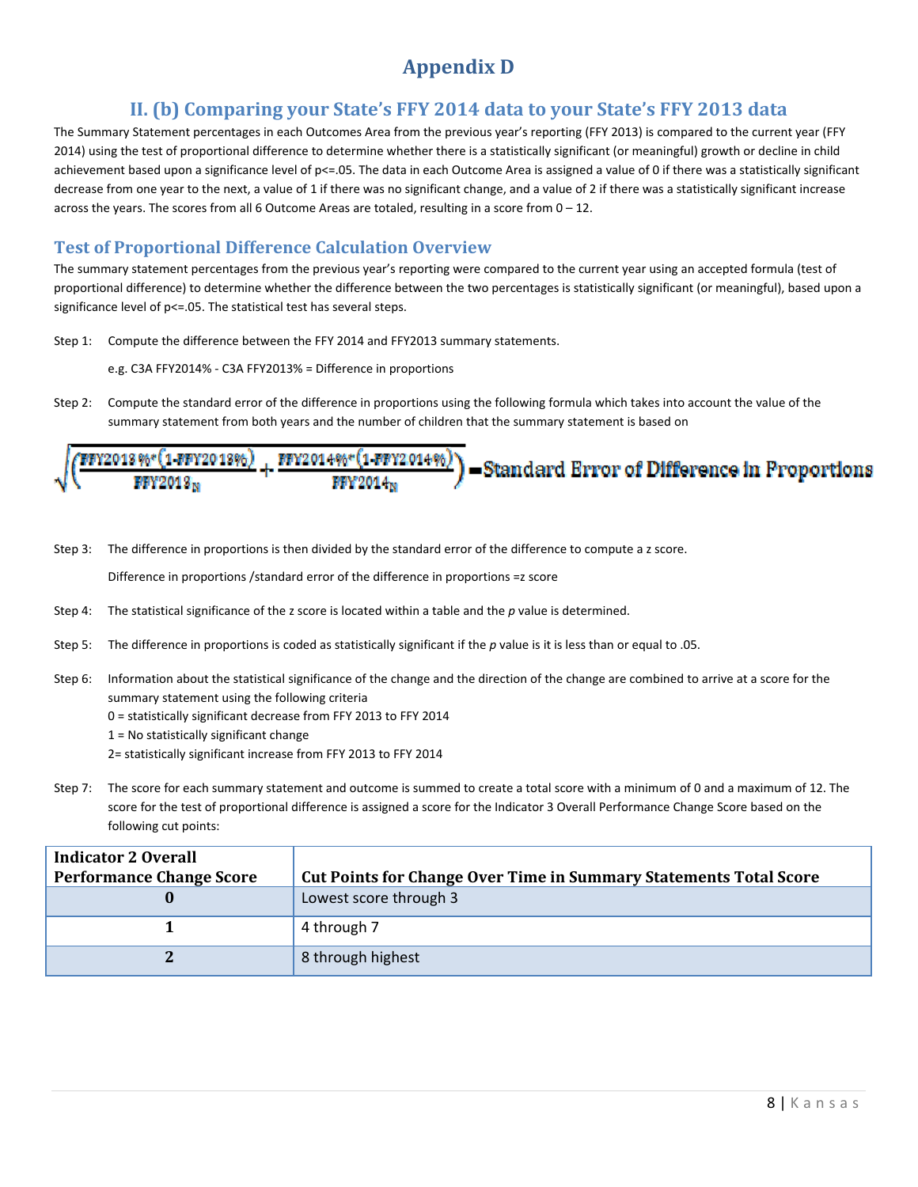# Appendix D

## II. (b) Comparing your State's FFY 2014 data to your State's FFY 2013 data

The Summary Statement percentages in each Outcomes Area from the previous year's reporting (FFY 2013) is compared to the current year (FFY 2014) using the test of proportional difference to determine whether there is a statistically significant (or meaningful) growth or decline in child achievement based upon a significance level of p<=.05. The data in each Outcome Area is assigned a value of 0 if there was a statistically significant decrease from one year to the next, a value of 1 if there was no significant change, and a value of 2 if there was a statistically significant increase across the years. The scores from all 6 Outcome Areas are totaled, resulting in a score from 0 – 12.

### Test of Proportional Difference Calculation Overview

The summary statement percentages from the previous year's reporting were compared to the current year using an accepted formula (test of proportional difference) to determine whether the difference between the two percentages is statistically significant (or meaningful), based upon a significance level of p<=.05. The statistical test has several steps.

Step 1: Compute the difference between the FFY 2014 and FFY2013 summary statements.

e.g. C3A FFY2014% - C3A FFY2013% = Difference in proportions

Step 2: Compute the standard error of the difference in proportions using the following formula which takes into account the value of the summary statement from both years and the number of children that the summary statement is based on

$$\sqrt{\left(\frac{FFY2013\%*(1-FFY2013\%)}{FFY2013_N}+\frac{FFY2014\%*(1-FFY2014\%)}{FFY2014_N}\right)}=\text{Standard Error of Difference in Proportions}$$

Step 3: The difference in proportions is then divided by the standard error of the difference to compute a z score.

Difference in proportions /standard error of the difference in proportions =z score

Step 4: The statistical significance of the z score is located within a table and the *p* value is determined.

Step 5: The difference in proportions is coded as statistically significant if the *p* value is it is less than or equal to .05.

Step 6: Information about the statistical significance of the change and the direction of the change are combined to arrive at a score for the summary statement using the following criteria

0 = statistically significant decrease from FFY 2013 to FFY 2014
1 = No statistically significant change
2= statistically significant increase from FFY 2013 to FFY 2014

Step 7: The score for each summary statement and outcome is summed to create a total score with a minimum of 0 and a maximum of 12. The score for the test of proportional difference is assigned a score for the Indicator 3 Overall Performance Change Score based on the following cut points:

| Indicator 2 Overall Performance Change Score | Cut Points for Change Over Time in Summary Statements Total Score |
|---|---|
| 0 | Lowest score through 3 |
| 1 | 4 through 7 |
| 2 | 8 through highest |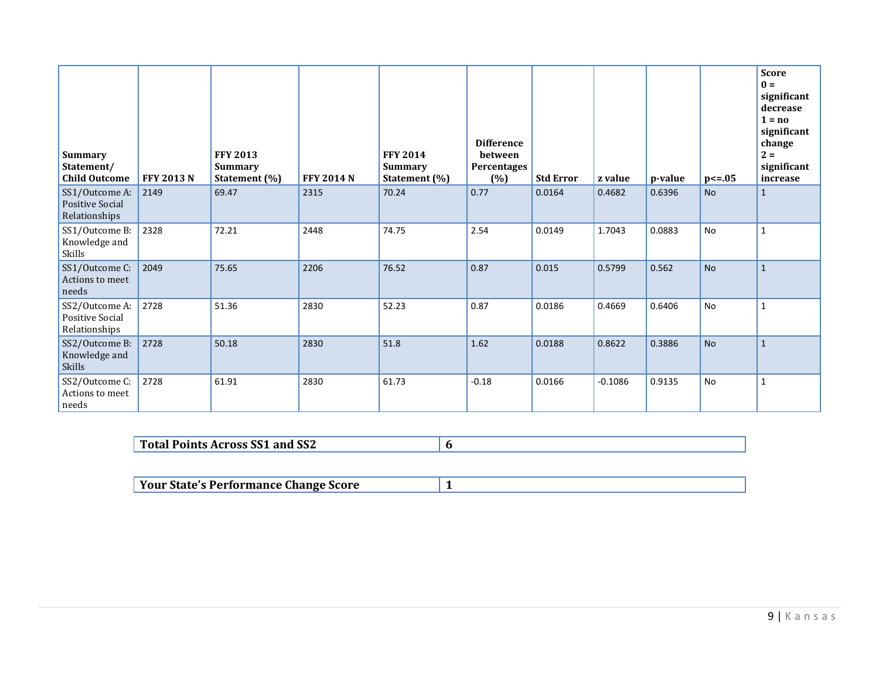| Summary Statement/ Child Outcome | FFY 2013 N | FFY 2013 Summary Statement (%) | FFY 2014 N | FFY 2014 Summary Statement (%) | Difference between Percentages (%) | Std Error | z value | p-value | p<=.05 | Score 0 = significant decrease 1 = no significant change 2 = significant increase |
|---|---|---|---|---|---|---|---|---|---|---|
| SS1/Outcome A: Positive Social Relationships | 2149 | 69.47 | 2315 | 70.24 | 0.77 | 0.0164 | 0.4682 | 0.6396 | No | 1 |
| SS1/Outcome B: Knowledge and Skills | 2328 | 72.21 | 2448 | 74.75 | 2.54 | 0.0149 | 1.7043 | 0.0883 | No | 1 |
| SS1/Outcome C: Actions to meet needs | 2049 | 75.65 | 2206 | 76.52 | 0.87 | 0.015 | 0.5799 | 0.562 | No | 1 |
| SS2/Outcome A: Positive Social Relationships | 2728 | 51.36 | 2830 | 52.23 | 0.87 | 0.0186 | 0.4669 | 0.6406 | No | 1 |
| SS2/Outcome B: Knowledge and Skills | 2728 | 50.18 | 2830 | 51.8 | 1.62 | 0.0188 | 0.8622 | 0.3886 | No | 1 |
| SS2/Outcome C: Actions to meet needs | 2728 | 61.91 | 2830 | 61.73 | -0.18 | 0.0166 | -0.1086 | 0.9135 | No | 1 |

| | |
|---|---|
| **Total Points Across SS1 and SS2** | **6** |

| | |
|---|---|
| **Your State's Performance Change Score** | **1** |